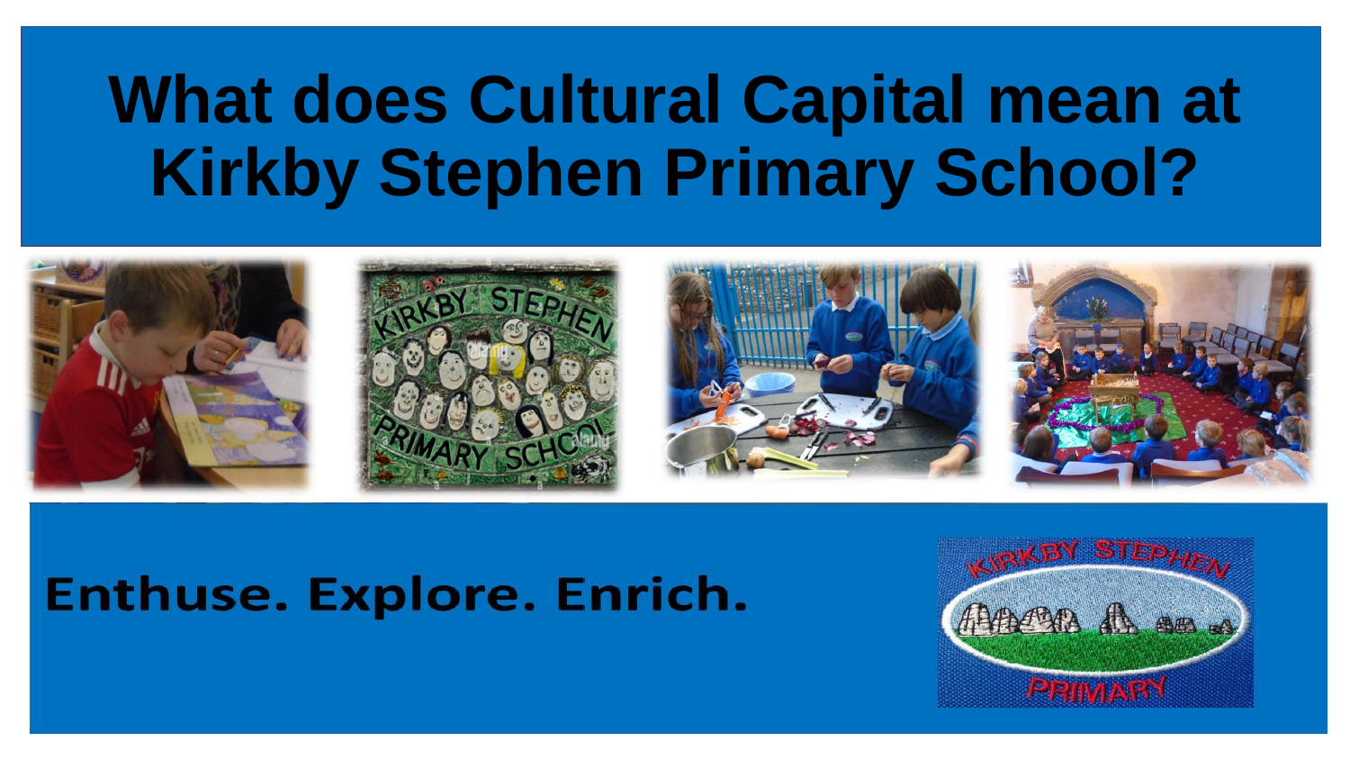# What does Cultural Capital mean at Kirkby Stephen Primary School?

**Enthuse. Explore. Enrich.**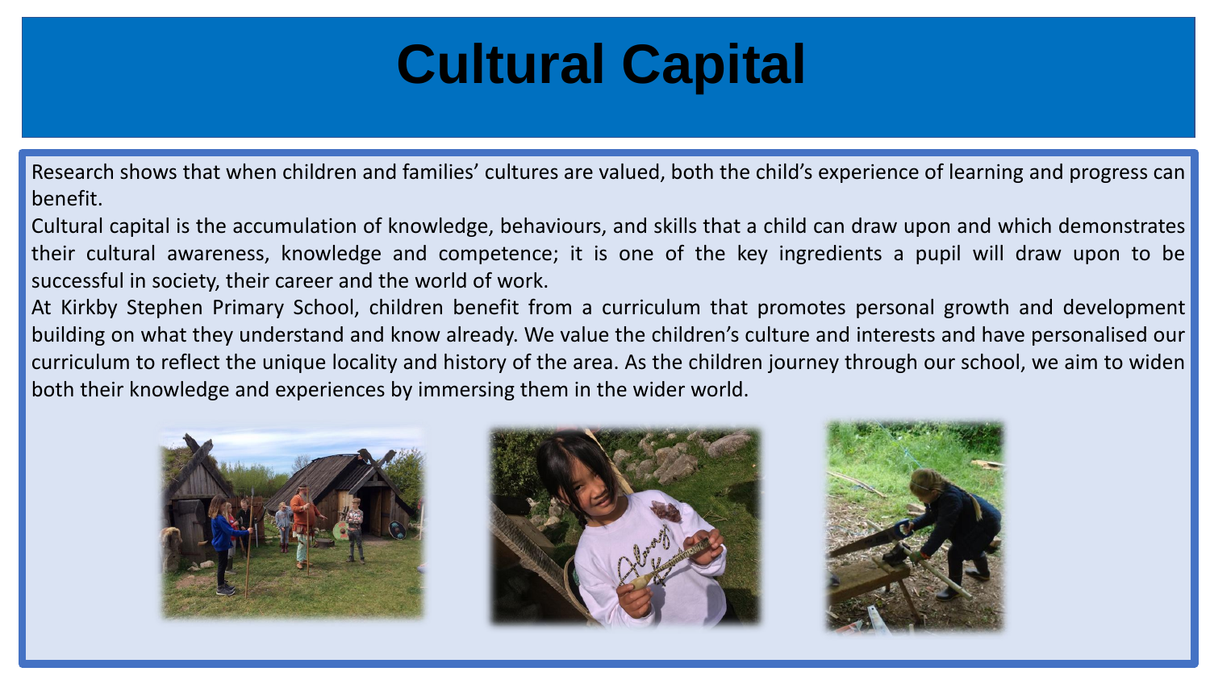# Cultural Capital

Research shows that when children and families' cultures are valued, both the child's experience of learning and progress can benefit.

Cultural capital is the accumulation of knowledge, behaviours, and skills that a child can draw upon and which demonstrates their cultural awareness, knowledge and competence; it is one of the key ingredients a pupil will draw upon to be successful in society, their career and the world of work.

At Kirkby Stephen Primary School, children benefit from a curriculum that promotes personal growth and development building on what they understand and know already. We value the children's culture and interests and have personalised our curriculum to reflect the unique locality and history of the area. As the children journey through our school, we aim to widen both their knowledge and experiences by immersing them in the wider world.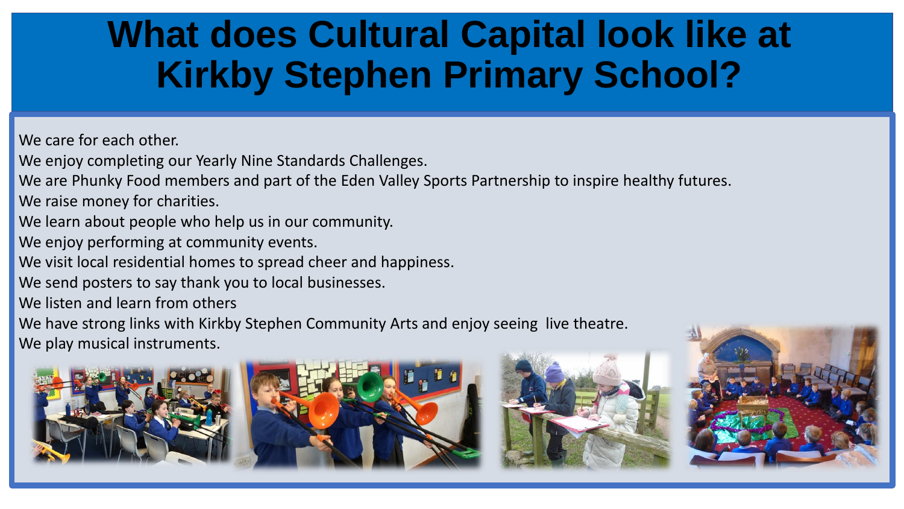# What does Cultural Capital look like at Kirkby Stephen Primary School?

We care for each other.
We enjoy completing our Yearly Nine Standards Challenges.
We are Phunky Food members and part of the Eden Valley Sports Partnership to inspire healthy futures.
We raise money for charities.
We learn about people who help us in our community.
We enjoy performing at community events.
We visit local residential homes to spread cheer and happiness.
We send posters to say thank you to local businesses.
We listen and learn from others
We have strong links with Kirkby Stephen Community Arts and enjoy seeing live theatre.
We play musical instruments.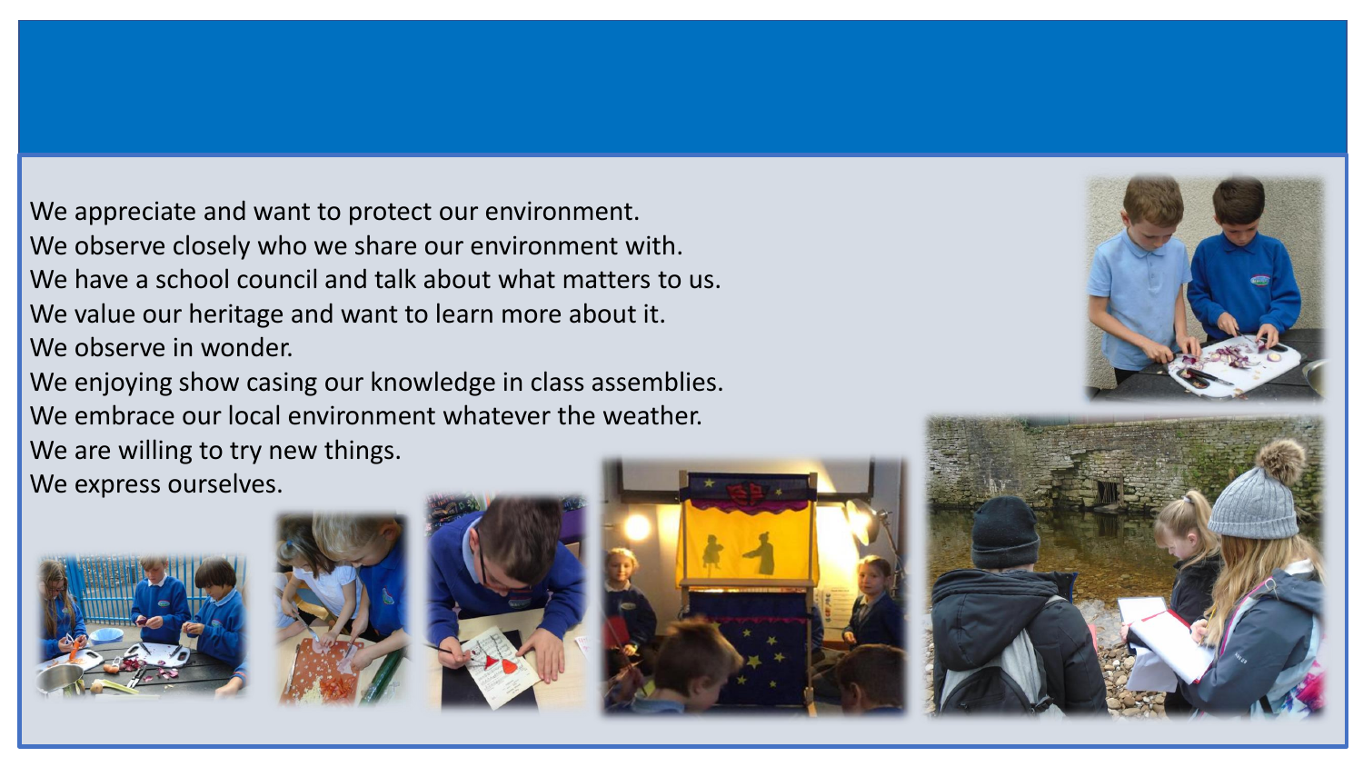We appreciate and want to protect our environment.
We observe closely who we share our environment with.
We have a school council and talk about what matters to us.
We value our heritage and want to learn more about it.
We observe in wonder.
We enjoying show casing our knowledge in class assemblies.
We embrace our local environment whatever the weather.
We are willing to try new things.
We express ourselves.